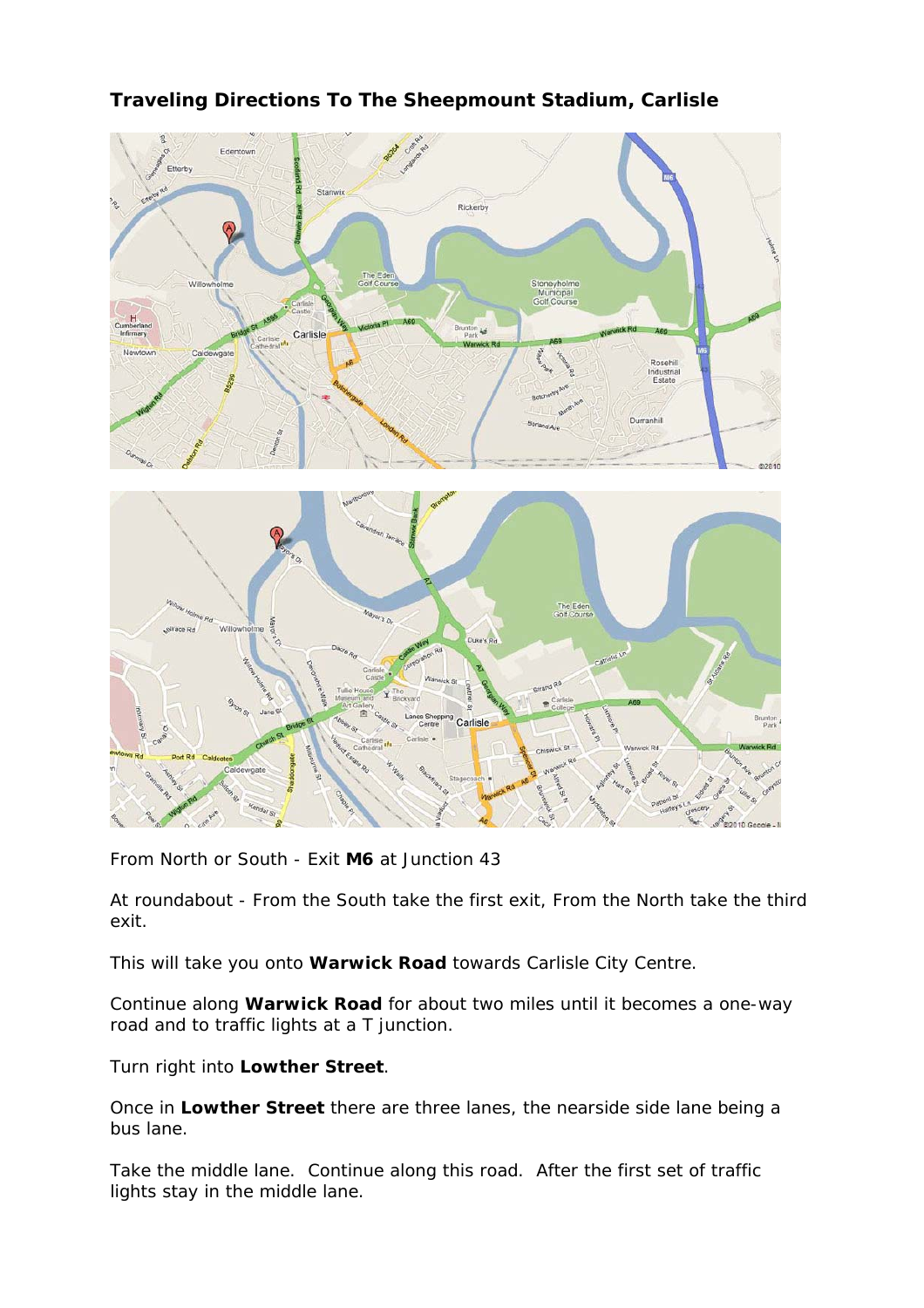# Traveling Directions To The Sheepmount Stadium, Carlisle

From North or South - Exit **M6** at Junction 43

At roundabout - From the South take the first exit, From the North take the third exit.

This will take you onto **Warwick Road** towards Carlisle City Centre.

Continue along **Warwick Road** for about two miles until it becomes a one-way road and to traffic lights at a T junction.

Turn right into **Lowther Street**.

Once in **Lowther Street** there are three lanes, the nearside side lane being a bus lane.

Take the middle lane. Continue along this road. After the first set of traffic lights stay in the middle lane.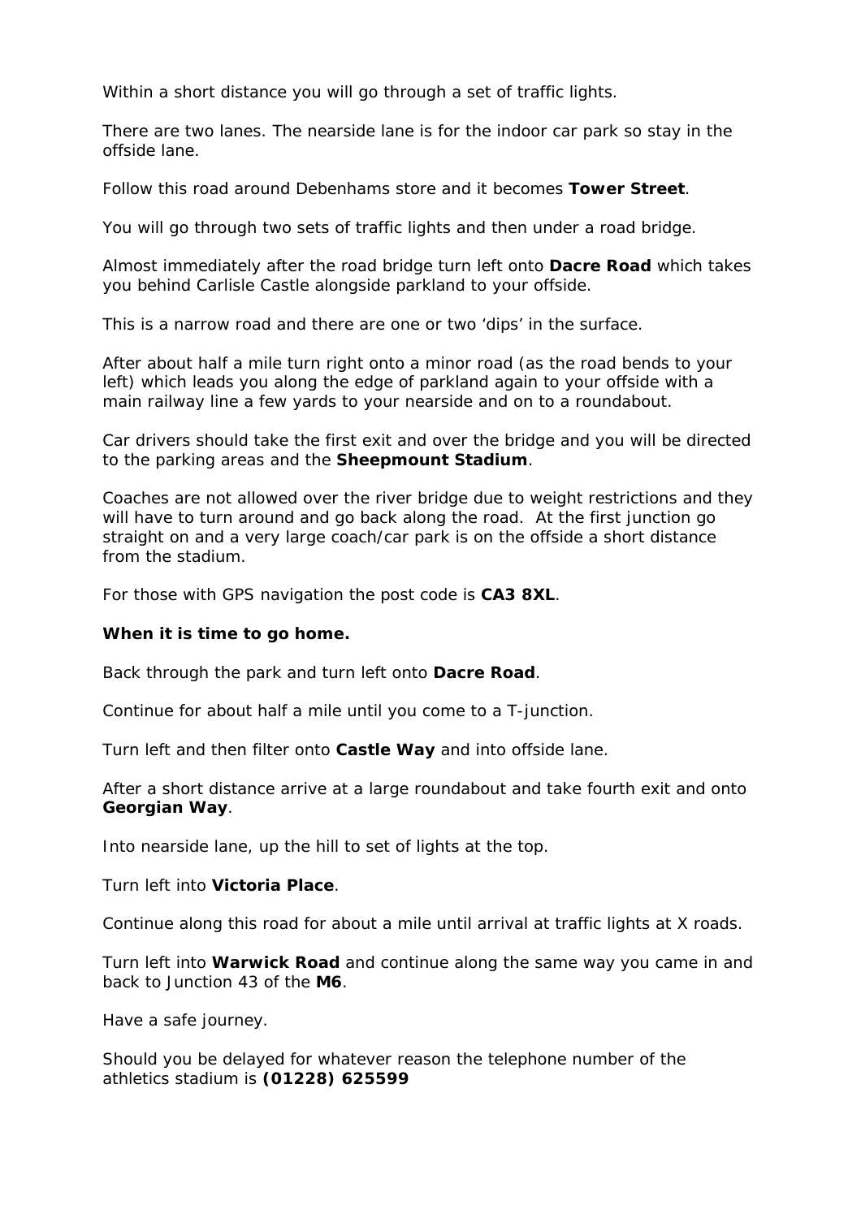Within a short distance you will go through a set of traffic lights.

There are two lanes. The nearside lane is for the indoor car park so stay in the offside lane.

Follow this road around Debenhams store and it becomes **Tower Street**.

You will go through two sets of traffic lights and then under a road bridge.

Almost immediately after the road bridge turn left onto **Dacre Road** which takes you behind Carlisle Castle alongside parkland to your offside.

This is a narrow road and there are one or two 'dips' in the surface.

After about half a mile turn right onto a minor road (as the road bends to your left) which leads you along the edge of parkland again to your offside with a main railway line a few yards to your nearside and on to a roundabout.

Car drivers should take the first exit and over the bridge and you will be directed to the parking areas and the **Sheepmount Stadium**.

Coaches are not allowed over the river bridge due to weight restrictions and they will have to turn around and go back along the road. At the first junction go straight on and a very large coach/car park is on the offside a short distance from the stadium.

For those with GPS navigation the post code is **CA3 8XL**.

**When it is time to go home.**

Back through the park and turn left onto **Dacre Road**.

Continue for about half a mile until you come to a T-junction.

Turn left and then filter onto **Castle Way** and into offside lane.

After a short distance arrive at a large roundabout and take fourth exit and onto **Georgian Way**.

Into nearside lane, up the hill to set of lights at the top.

Turn left into **Victoria Place**.

Continue along this road for about a mile until arrival at traffic lights at X roads.

Turn left into **Warwick Road** and continue along the same way you came in and back to Junction 43 of the **M6**.

Have a safe journey.

Should you be delayed for whatever reason the telephone number of the athletics stadium is **(01228) 625599**